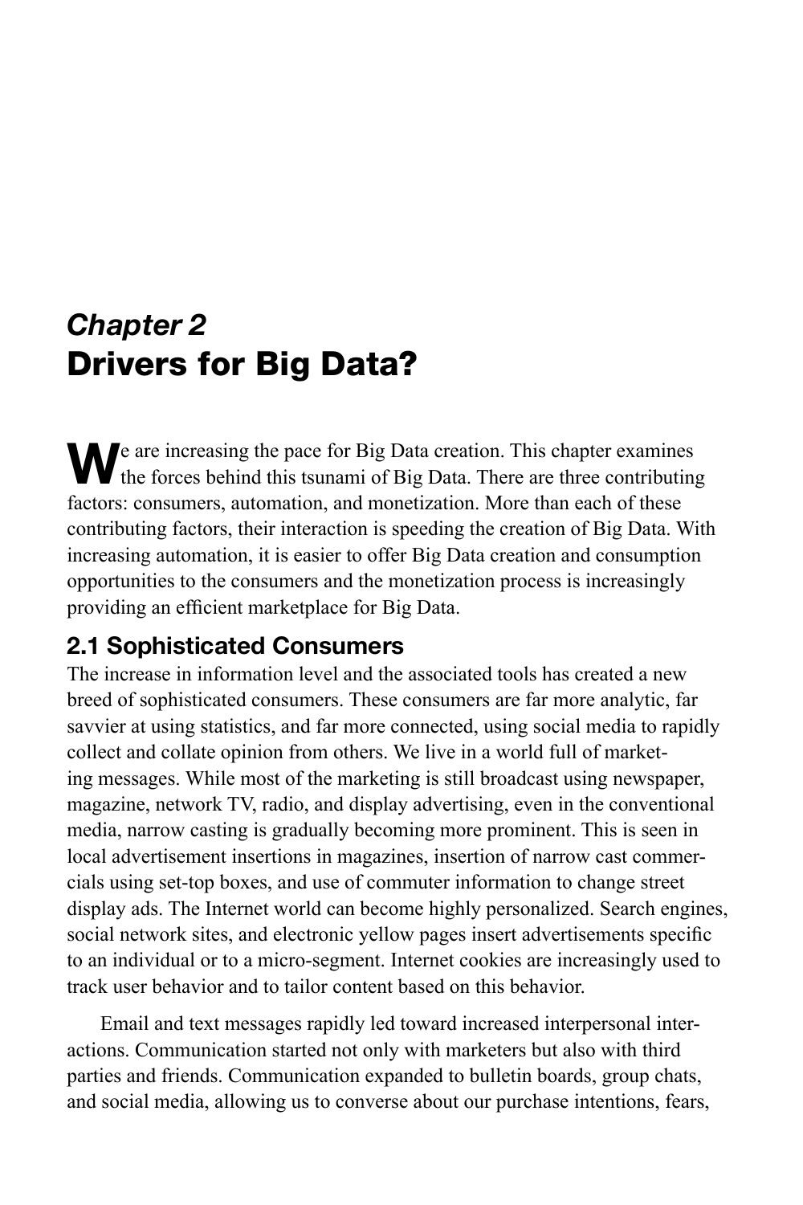# *Chapter 2*
# Drivers for Big Data?

We are increasing the pace for Big Data creation. This chapter examines the forces behind this tsunami of Big Data. There are three contributing factors: consumers, automation, and monetization. More than each of these contributing factors, their interaction is speeding the creation of Big Data. With increasing automation, it is easier to offer Big Data creation and consumption opportunities to the consumers and the monetization process is increasingly providing an efficient marketplace for Big Data.

## 2.1 Sophisticated Consumers

The increase in information level and the associated tools has created a new breed of sophisticated consumers. These consumers are far more analytic, far savvier at using statistics, and far more connected, using social media to rapidly collect and collate opinion from others. We live in a world full of marketing messages. While most of the marketing is still broadcast using newspaper, magazine, network TV, radio, and display advertising, even in the conventional media, narrow casting is gradually becoming more prominent. This is seen in local advertisement insertions in magazines, insertion of narrow cast commercials using set-top boxes, and use of commuter information to change street display ads. The Internet world can become highly personalized. Search engines, social network sites, and electronic yellow pages insert advertisements specific to an individual or to a micro-segment. Internet cookies are increasingly used to track user behavior and to tailor content based on this behavior.

Email and text messages rapidly led toward increased interpersonal interactions. Communication started not only with marketers but also with third parties and friends. Communication expanded to bulletin boards, group chats, and social media, allowing us to converse about our purchase intentions, fears,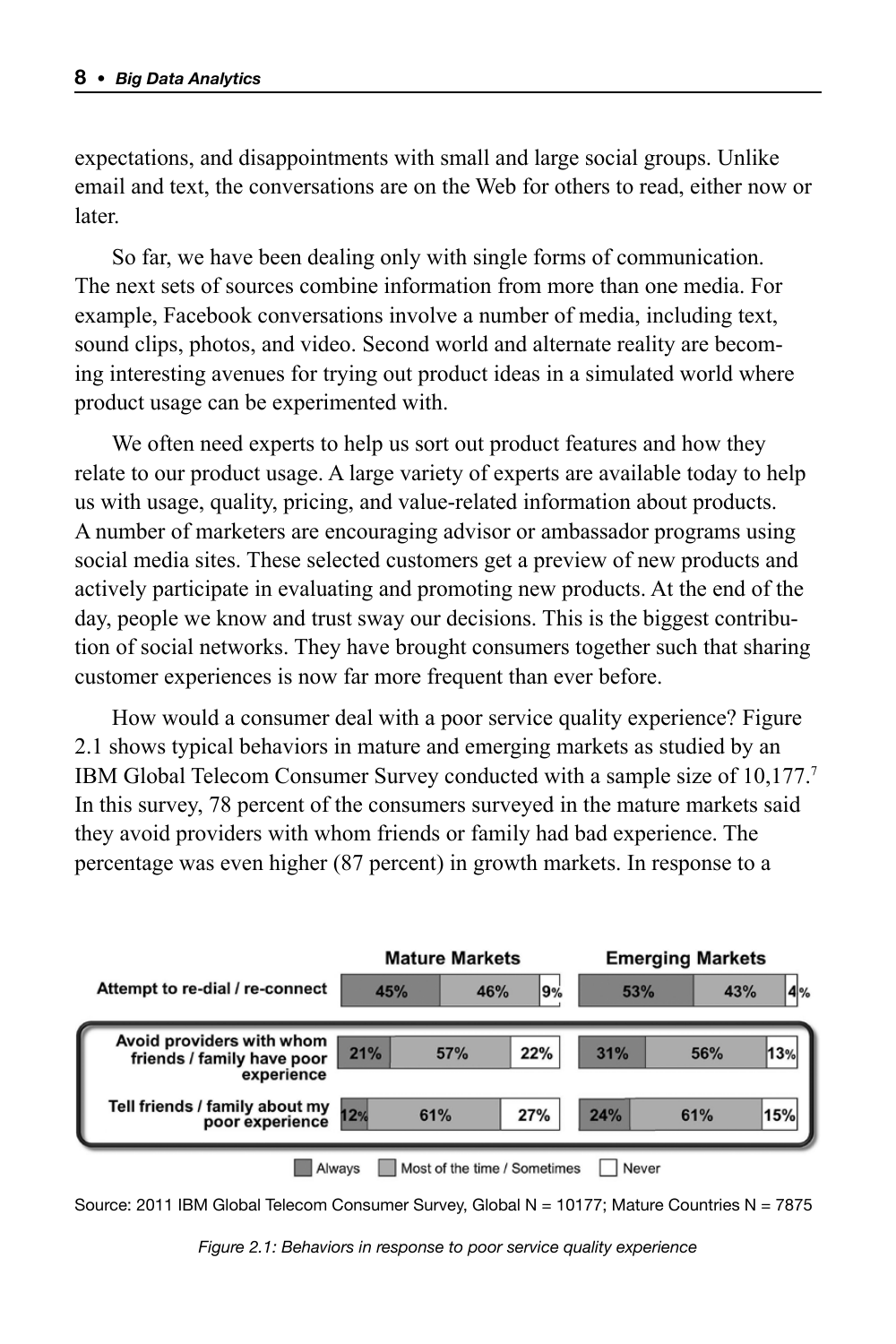expectations, and disappointments with small and large social groups. Unlike email and text, the conversations are on the Web for others to read, either now or later.

So far, we have been dealing only with single forms of communication. The next sets of sources combine information from more than one media. For example, Facebook conversations involve a number of media, including text, sound clips, photos, and video. Second world and alternate reality are becoming interesting avenues for trying out product ideas in a simulated world where product usage can be experimented with.

We often need experts to help us sort out product features and how they relate to our product usage. A large variety of experts are available today to help us with usage, quality, pricing, and value-related information about products. A number of marketers are encouraging advisor or ambassador programs using social media sites. These selected customers get a preview of new products and actively participate in evaluating and promoting new products. At the end of the day, people we know and trust sway our decisions. This is the biggest contribution of social networks. They have brought consumers together such that sharing customer experiences is now far more frequent than ever before.

How would a consumer deal with a poor service quality experience? Figure 2.1 shows typical behaviors in mature and emerging markets as studied by an IBM Global Telecom Consumer Survey conducted with a sample size of 10,177.[7] In this survey, 78 percent of the consumers surveyed in the mature markets said they avoid providers with whom friends or family had bad experience. The percentage was even higher (87 percent) in growth markets. In response to a

| | Mature Markets | | | Emerging Markets | | |
|---|---|---|---|---|---|---|
| | Always | Most of the time / Sometimes | Never | Always | Most of the time / Sometimes | Never |
| Attempt to re-dial / re-connect | 45% | 46% | 9% | 53% | 43% | 4% |
| Avoid providers with whom friends / family have poor experience | 21% | 57% | 22% | 31% | 56% | 13% |
| Tell friends / family about my poor experience | 12% | 61% | 27% | 24% | 61% | 15% |

Source: 2011 IBM Global Telecom Consumer Survey, Global N = 10177; Mature Countries N = 7875

*Figure 2.1: Behaviors in response to poor service quality experience*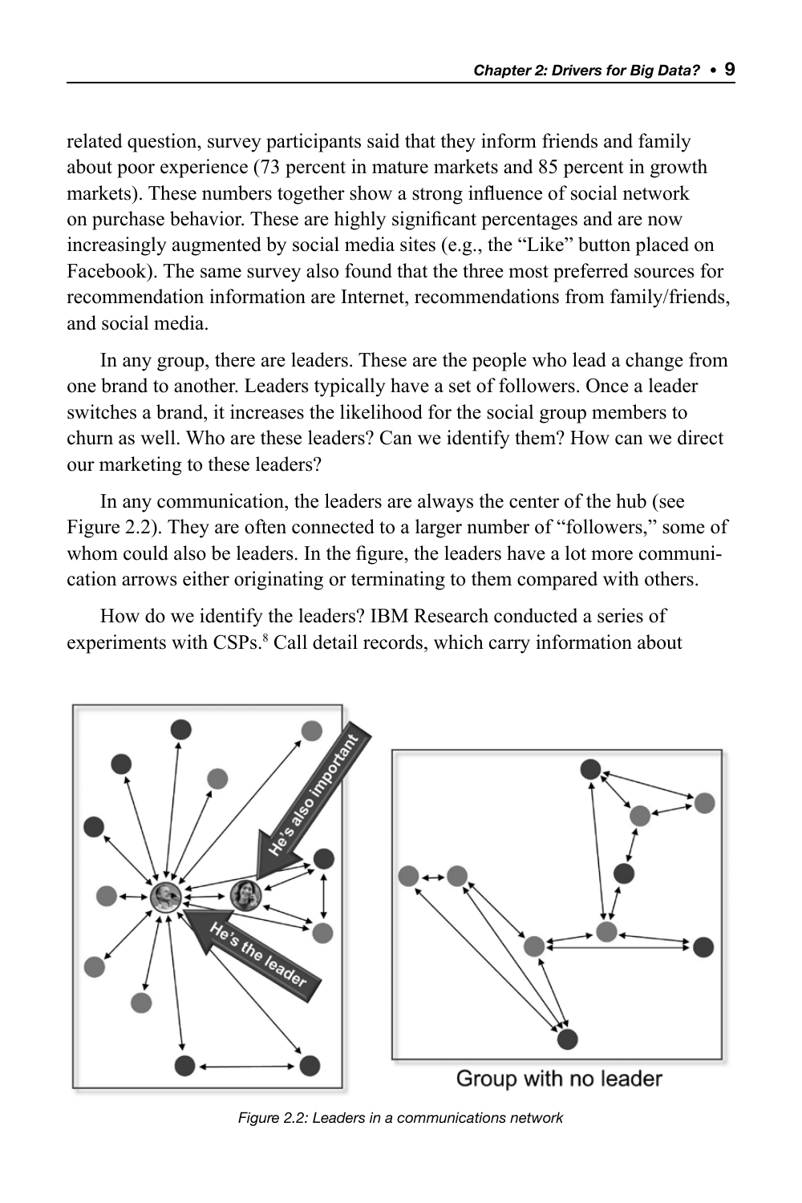related question, survey participants said that they inform friends and family about poor experience (73 percent in mature markets and 85 percent in growth markets). These numbers together show a strong influence of social network on purchase behavior. These are highly significant percentages and are now increasingly augmented by social media sites (e.g., the "Like" button placed on Facebook). The same survey also found that the three most preferred sources for recommendation information are Internet, recommendations from family/friends, and social media.

In any group, there are leaders. These are the people who lead a change from one brand to another. Leaders typically have a set of followers. Once a leader switches a brand, it increases the likelihood for the social group members to churn as well. Who are these leaders? Can we identify them? How can we direct our marketing to these leaders?

In any communication, the leaders are always the center of the hub (see Figure 2.2). They are often connected to a larger number of "followers," some of whom could also be leaders. In the figure, the leaders have a lot more communication arrows either originating or terminating to them compared with others.

How do we identify the leaders? IBM Research conducted a series of experiments with CSPs.[8] Call detail records, which carry information about

*Figure 2.2: Leaders in a communications network*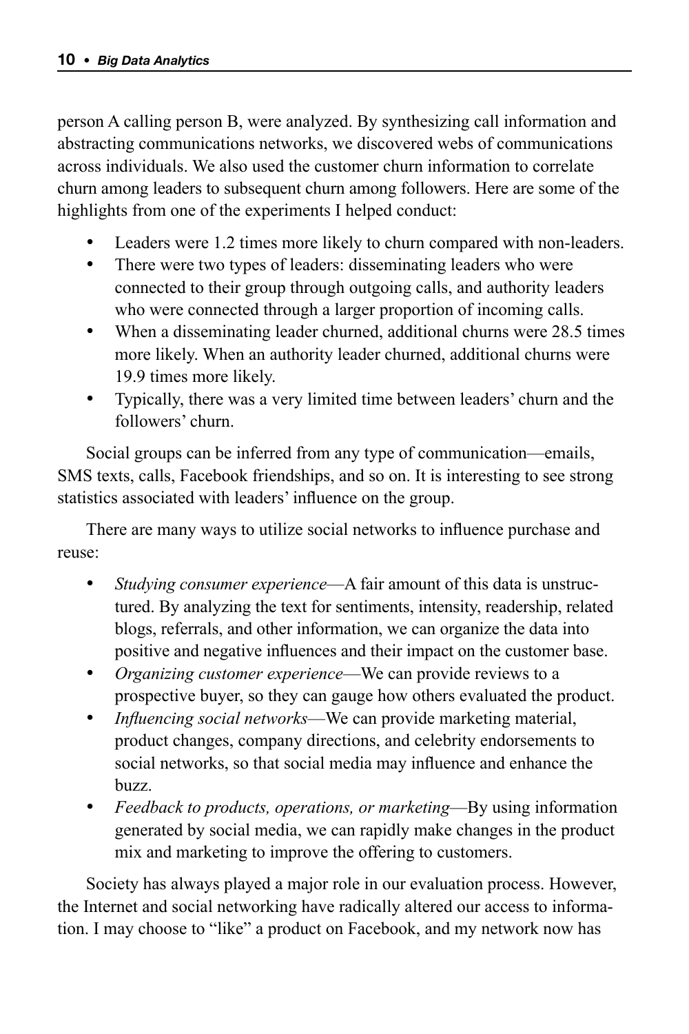person A calling person B, were analyzed. By synthesizing call information and abstracting communications networks, we discovered webs of communications across individuals. We also used the customer churn information to correlate churn among leaders to subsequent churn among followers. Here are some of the highlights from one of the experiments I helped conduct:

- Leaders were 1.2 times more likely to churn compared with non-leaders.
- There were two types of leaders: disseminating leaders who were connected to their group through outgoing calls, and authority leaders who were connected through a larger proportion of incoming calls.
- When a disseminating leader churned, additional churns were 28.5 times more likely. When an authority leader churned, additional churns were 19.9 times more likely.
- Typically, there was a very limited time between leaders' churn and the followers' churn.

Social groups can be inferred from any type of communication—emails, SMS texts, calls, Facebook friendships, and so on. It is interesting to see strong statistics associated with leaders' influence on the group.

There are many ways to utilize social networks to influence purchase and reuse:

- *Studying consumer experience*—A fair amount of this data is unstructured. By analyzing the text for sentiments, intensity, readership, related blogs, referrals, and other information, we can organize the data into positive and negative influences and their impact on the customer base.
- *Organizing customer experience*—We can provide reviews to a prospective buyer, so they can gauge how others evaluated the product.
- *Influencing social networks*—We can provide marketing material, product changes, company directions, and celebrity endorsements to social networks, so that social media may influence and enhance the buzz.
- *Feedback to products, operations, or marketing*—By using information generated by social media, we can rapidly make changes in the product mix and marketing to improve the offering to customers.

Society has always played a major role in our evaluation process. However, the Internet and social networking have radically altered our access to information. I may choose to "like" a product on Facebook, and my network now has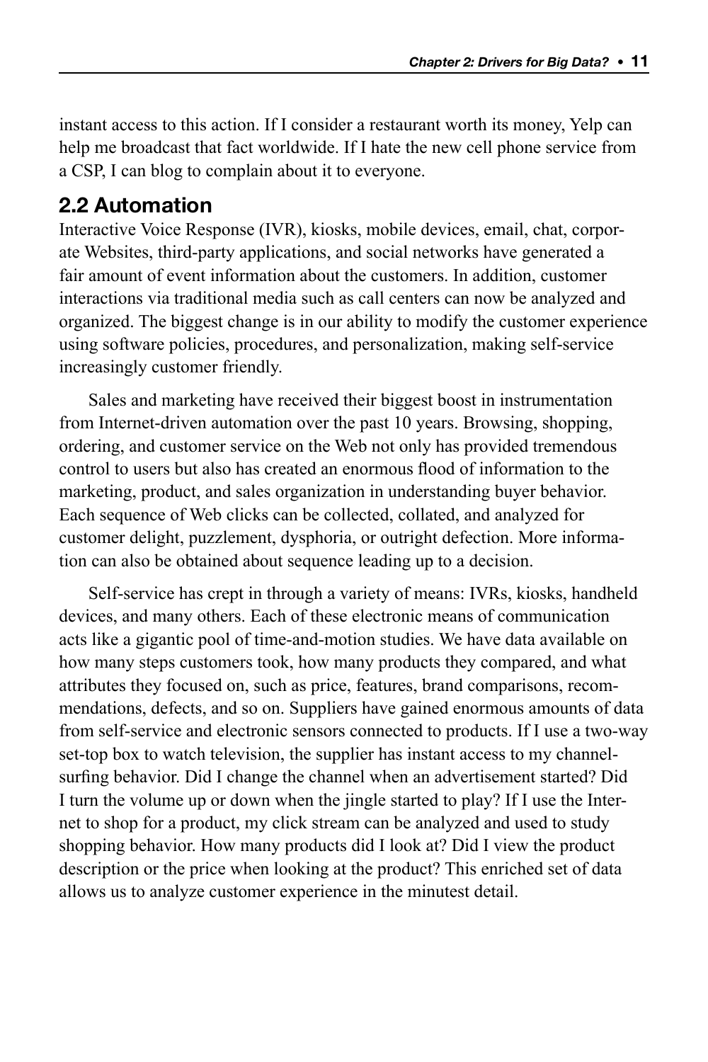instant access to this action. If I consider a restaurant worth its money, Yelp can help me broadcast that fact worldwide. If I hate the new cell phone service from a CSP, I can blog to complain about it to everyone.

## 2.2 Automation

Interactive Voice Response (IVR), kiosks, mobile devices, email, chat, corporate Websites, third-party applications, and social networks have generated a fair amount of event information about the customers. In addition, customer interactions via traditional media such as call centers can now be analyzed and organized. The biggest change is in our ability to modify the customer experience using software policies, procedures, and personalization, making self-service increasingly customer friendly.

Sales and marketing have received their biggest boost in instrumentation from Internet-driven automation over the past 10 years. Browsing, shopping, ordering, and customer service on the Web not only has provided tremendous control to users but also has created an enormous flood of information to the marketing, product, and sales organization in understanding buyer behavior. Each sequence of Web clicks can be collected, collated, and analyzed for customer delight, puzzlement, dysphoria, or outright defection. More information can also be obtained about sequence leading up to a decision.

Self-service has crept in through a variety of means: IVRs, kiosks, handheld devices, and many others. Each of these electronic means of communication acts like a gigantic pool of time-and-motion studies. We have data available on how many steps customers took, how many products they compared, and what attributes they focused on, such as price, features, brand comparisons, recommendations, defects, and so on. Suppliers have gained enormous amounts of data from self-service and electronic sensors connected to products. If I use a two-way set-top box to watch television, the supplier has instant access to my channel-surfing behavior. Did I change the channel when an advertisement started? Did I turn the volume up or down when the jingle started to play? If I use the Internet to shop for a product, my click stream can be analyzed and used to study shopping behavior. How many products did I look at? Did I view the product description or the price when looking at the product? This enriched set of data allows us to analyze customer experience in the minutest detail.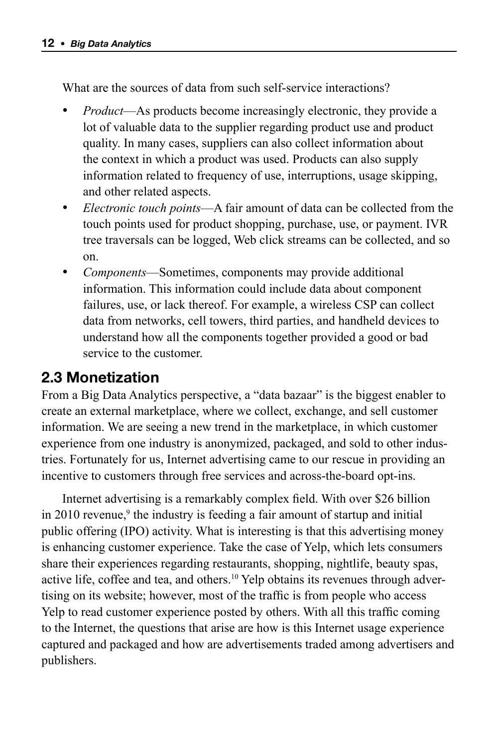What are the sources of data from such self-service interactions?

- *Product*—As products become increasingly electronic, they provide a lot of valuable data to the supplier regarding product use and product quality. In many cases, suppliers can also collect information about the context in which a product was used. Products can also supply information related to frequency of use, interruptions, usage skipping, and other related aspects.
- *Electronic touch points*—A fair amount of data can be collected from the touch points used for product shopping, purchase, use, or payment. IVR tree traversals can be logged, Web click streams can be collected, and so on.
- *Components*—Sometimes, components may provide additional information. This information could include data about component failures, use, or lack thereof. For example, a wireless CSP can collect data from networks, cell towers, third parties, and handheld devices to understand how all the components together provided a good or bad service to the customer.

## 2.3 Monetization

From a Big Data Analytics perspective, a "data bazaar" is the biggest enabler to create an external marketplace, where we collect, exchange, and sell customer information. We are seeing a new trend in the marketplace, in which customer experience from one industry is anonymized, packaged, and sold to other industries. Fortunately for us, Internet advertising came to our rescue in providing an incentive to customers through free services and across-the-board opt-ins.

Internet advertising is a remarkably complex field. With over $26 billion in 2010 revenue,[9] the industry is feeding a fair amount of startup and initial public offering (IPO) activity. What is interesting is that this advertising money is enhancing customer experience. Take the case of Yelp, which lets consumers share their experiences regarding restaurants, shopping, nightlife, beauty spas, active life, coffee and tea, and others.[10] Yelp obtains its revenues through advertising on its website; however, most of the traffic is from people who access Yelp to read customer experience posted by others. With all this traffic coming to the Internet, the questions that arise are how is this Internet usage experience captured and packaged and how are advertisements traded among advertisers and publishers.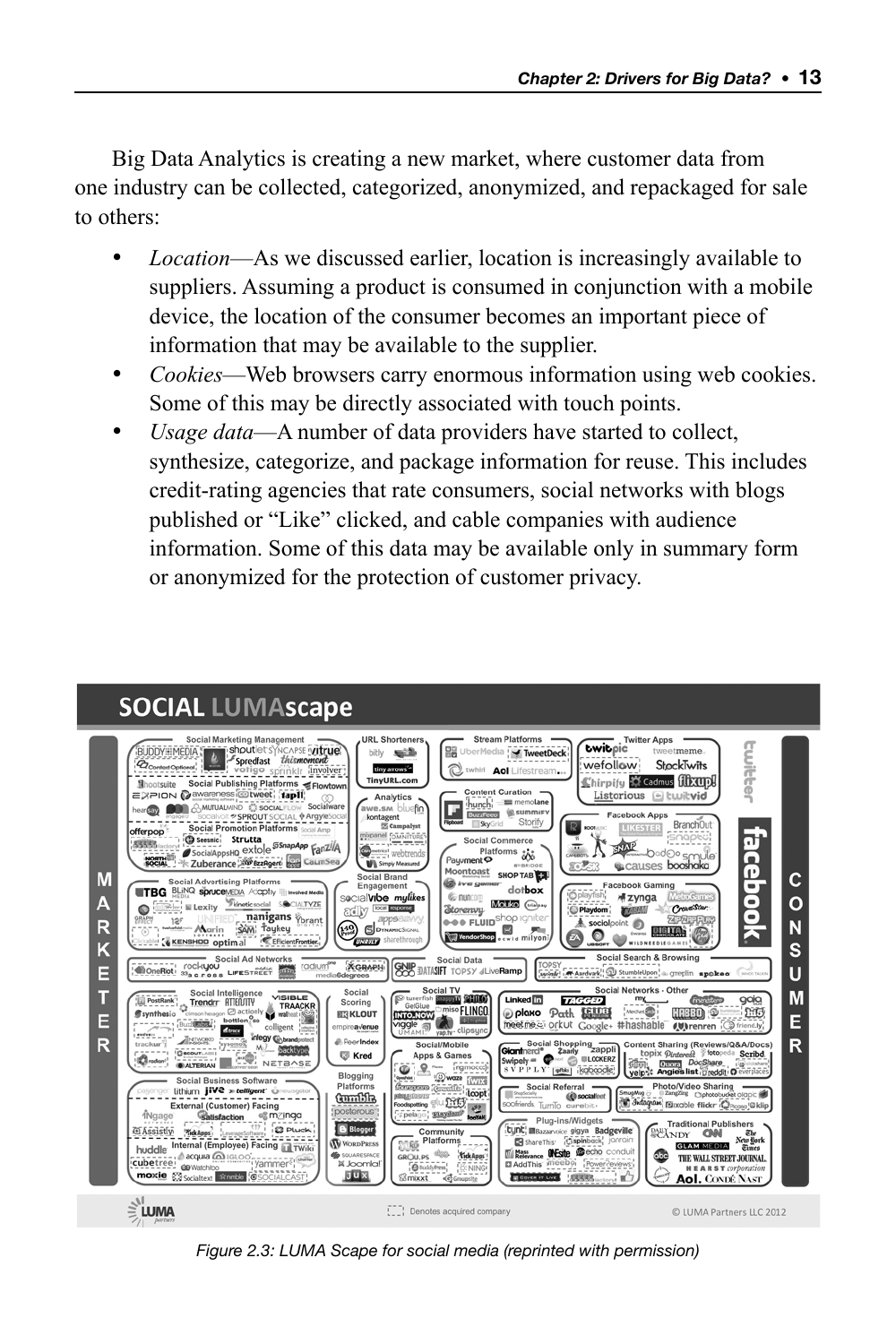Big Data Analytics is creating a new market, where customer data from one industry can be collected, categorized, anonymized, and repackaged for sale to others:

- *Location*—As we discussed earlier, location is increasingly available to suppliers. Assuming a product is consumed in conjunction with a mobile device, the location of the consumer becomes an important piece of information that may be available to the supplier.
- *Cookies*—Web browsers carry enormous information using web cookies. Some of this may be directly associated with touch points.
- *Usage data*—A number of data providers have started to collect, synthesize, categorize, and package information for reuse. This includes credit-rating agencies that rate consumers, social networks with blogs published or "Like" clicked, and cable companies with audience information. Some of this data may be available only in summary form or anonymized for the protection of customer privacy.

*Figure 2.3: LUMA Scape for social media (reprinted with permission)*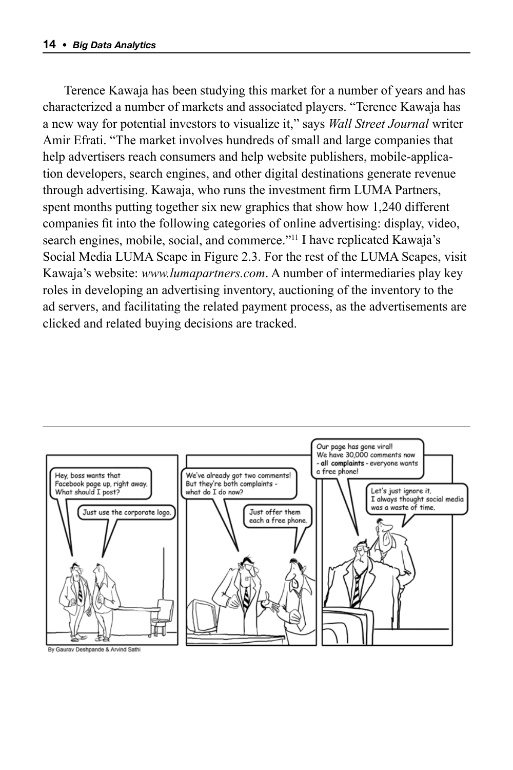Terence Kawaja has been studying this market for a number of years and has characterized a number of markets and associated players. “Terence Kawaja has a new way for potential investors to visualize it,” says *Wall Street Journal* writer Amir Efrati. “The market involves hundreds of small and large companies that help advertisers reach consumers and help website publishers, mobile-application developers, search engines, and other digital destinations generate revenue through advertising. Kawaja, who runs the investment firm LUMA Partners, spent months putting together six new graphics that show how 1,240 different companies fit into the following categories of online advertising: display, video, search engines, mobile, social, and commerce.”[11] I have replicated Kawaja’s Social Media LUMA Scape in Figure 2.3. For the rest of the LUMA Scapes, visit Kawaja’s website: *www.lumapartners.com*. A number of intermediaries play key roles in developing an advertising inventory, auctioning of the inventory to the ad servers, and facilitating the related payment process, as the advertisements are clicked and related buying decisions are tracked.

By Gaurav Deshpande & Arvind Sathi